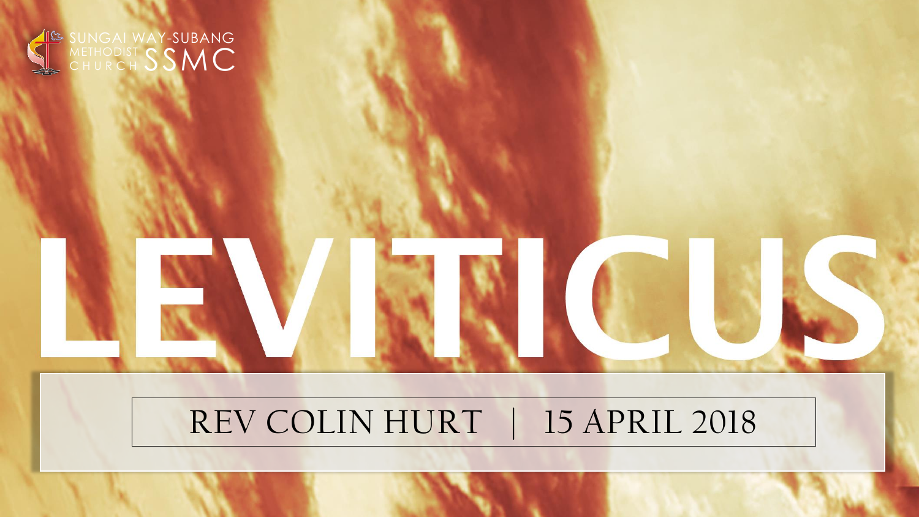SUNGAI WAY-SUBANG METHODIST CHURCH SSMC

# LEVITICUS

REV COLIN HURT | 15 APRIL 2018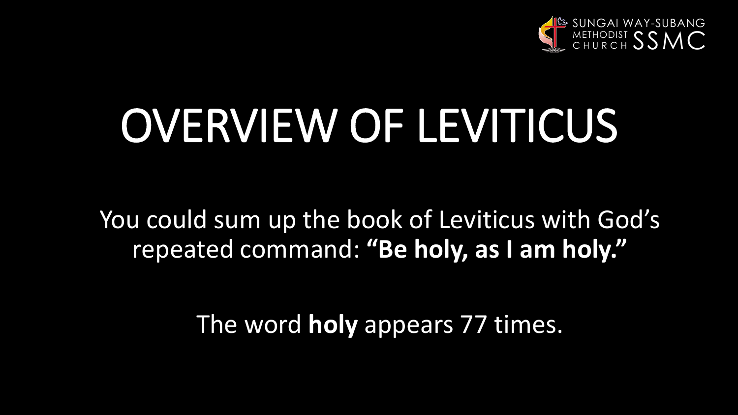# OVERVIEW OF LEVITICUS

You could sum up the book of Leviticus with God's repeated command: **"Be holy, as I am holy."**

The word **holy** appears 77 times.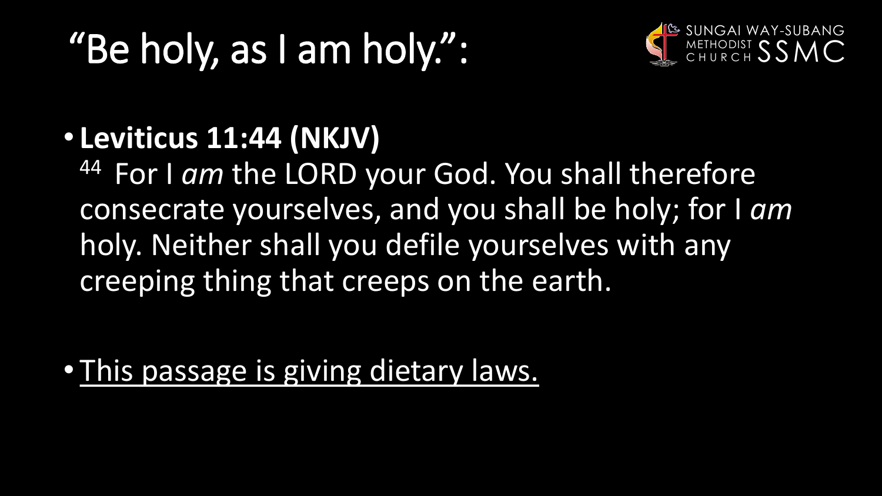# “Be holy, as I am holy.”:

- **Leviticus 11:44 (NKJV)**
  44 For I *am* the LORD your God. You shall therefore consecrate yourselves, and you shall be holy; for I *am* holy. Neither shall you defile yourselves with any creeping thing that creeps on the earth.

- <u>This passage is giving dietary laws.</u>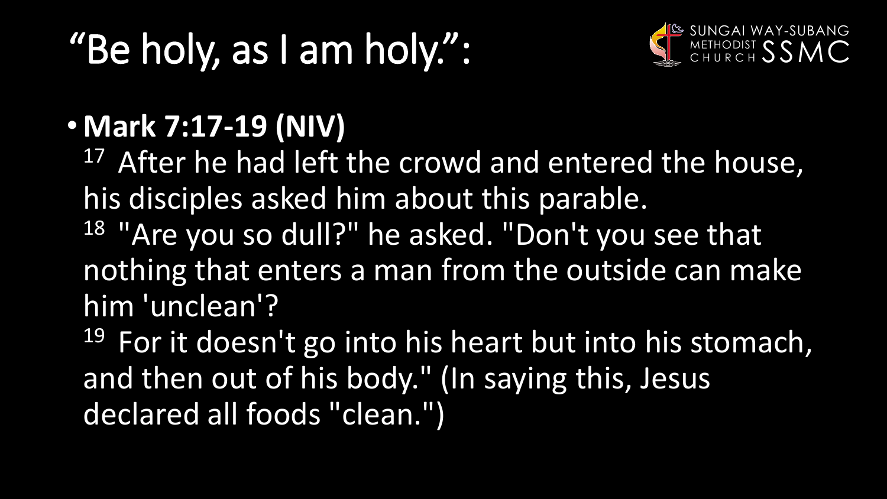# "Be holy, as I am holy.":

- **Mark 7:17-19 (NIV)**

  17 After he had left the crowd and entered the house, his disciples asked him about this parable.

  18 "Are you so dull?" he asked. "Don't you see that nothing that enters a man from the outside can make him 'unclean'?

  19 For it doesn't go into his heart but into his stomach, and then out of his body." (In saying this, Jesus declared all foods "clean.")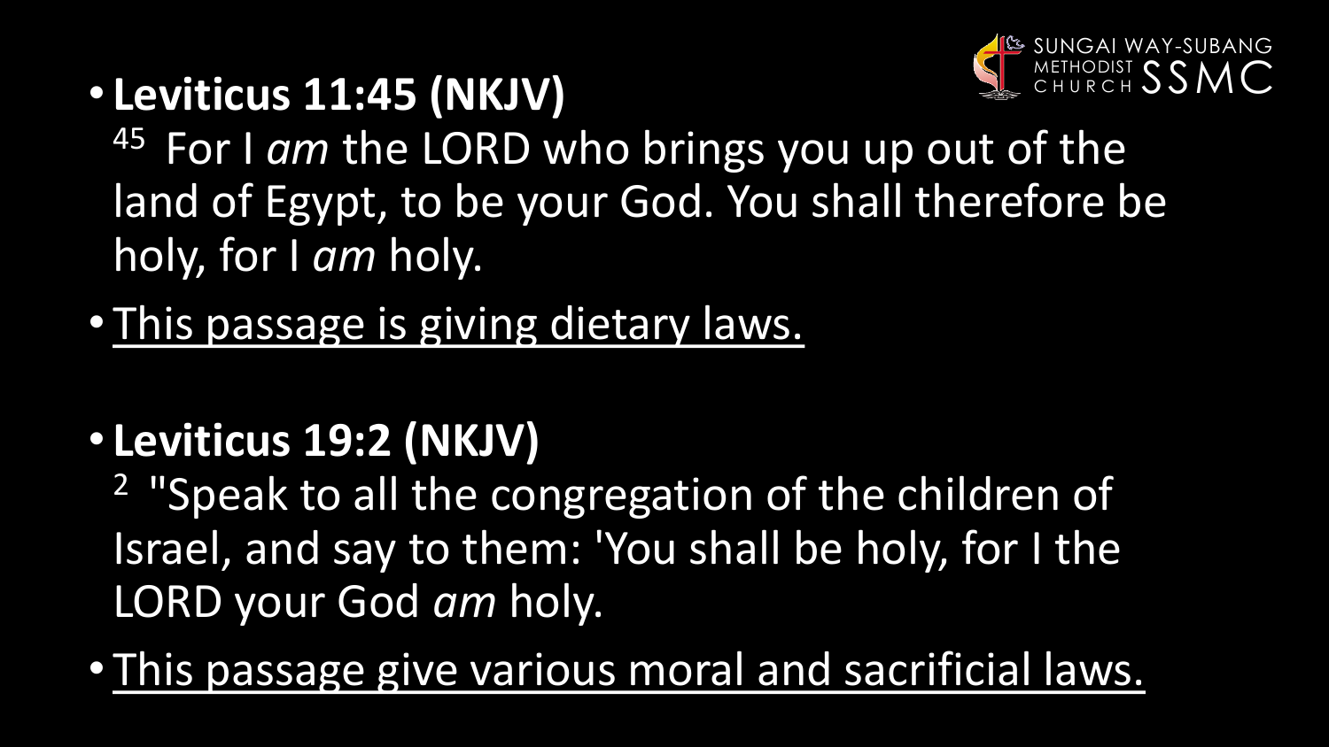- **Leviticus 11:45 (NKJV)**
  45 For I *am* the LORD who brings you up out of the land of Egypt, to be your God. You shall therefore be holy, for I *am* holy.
- This passage is giving dietary laws.

- **Leviticus 19:2 (NKJV)**
  2 "Speak to all the congregation of the children of Israel, and say to them: 'You shall be holy, for I the LORD your God *am* holy.
- This passage give various moral and sacrificial laws.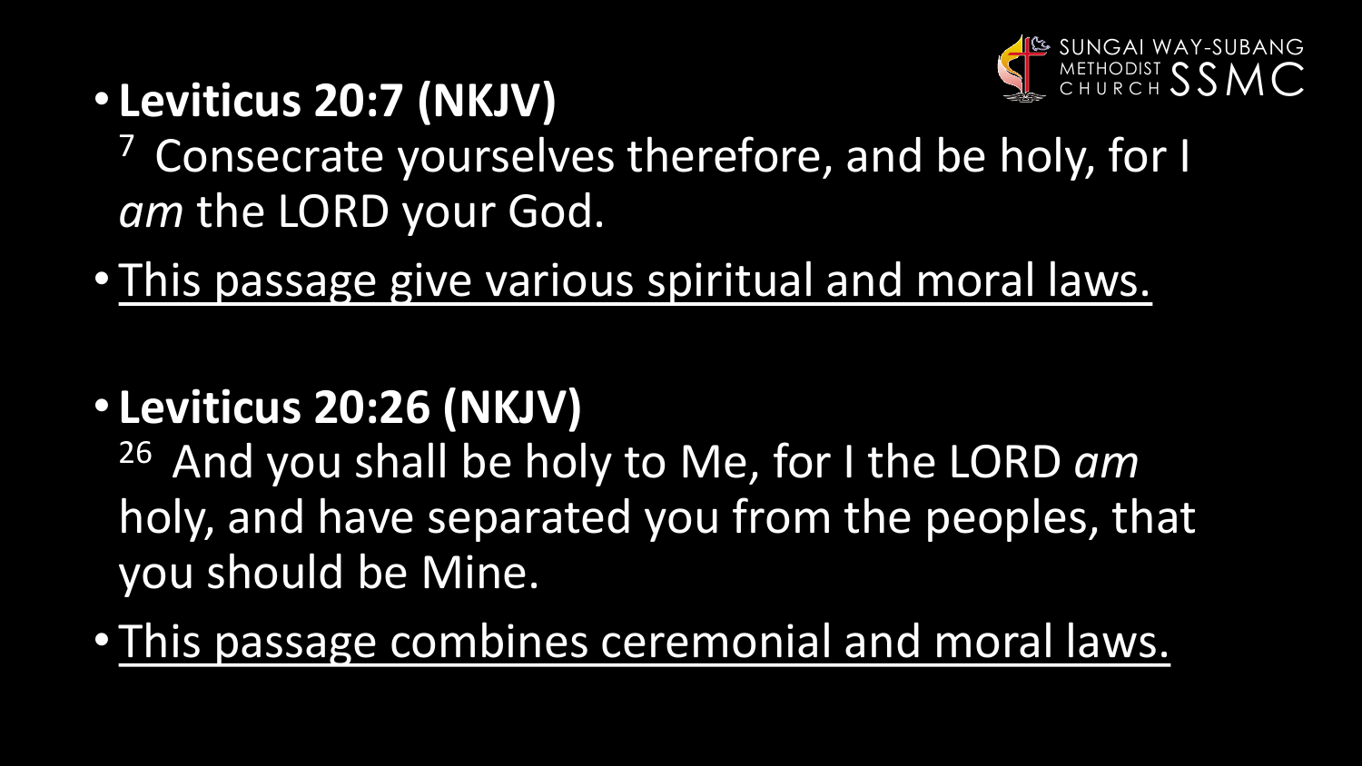- **Leviticus 20:7 (NKJV)**
  [7] Consecrate yourselves therefore, and be holy, for I *am* the LORD your God.
- This passage give various spiritual and moral laws.

- **Leviticus 20:26 (NKJV)**
  [26] And you shall be holy to Me, for I the LORD *am* holy, and have separated you from the peoples, that you should be Mine.
- This passage combines ceremonial and moral laws.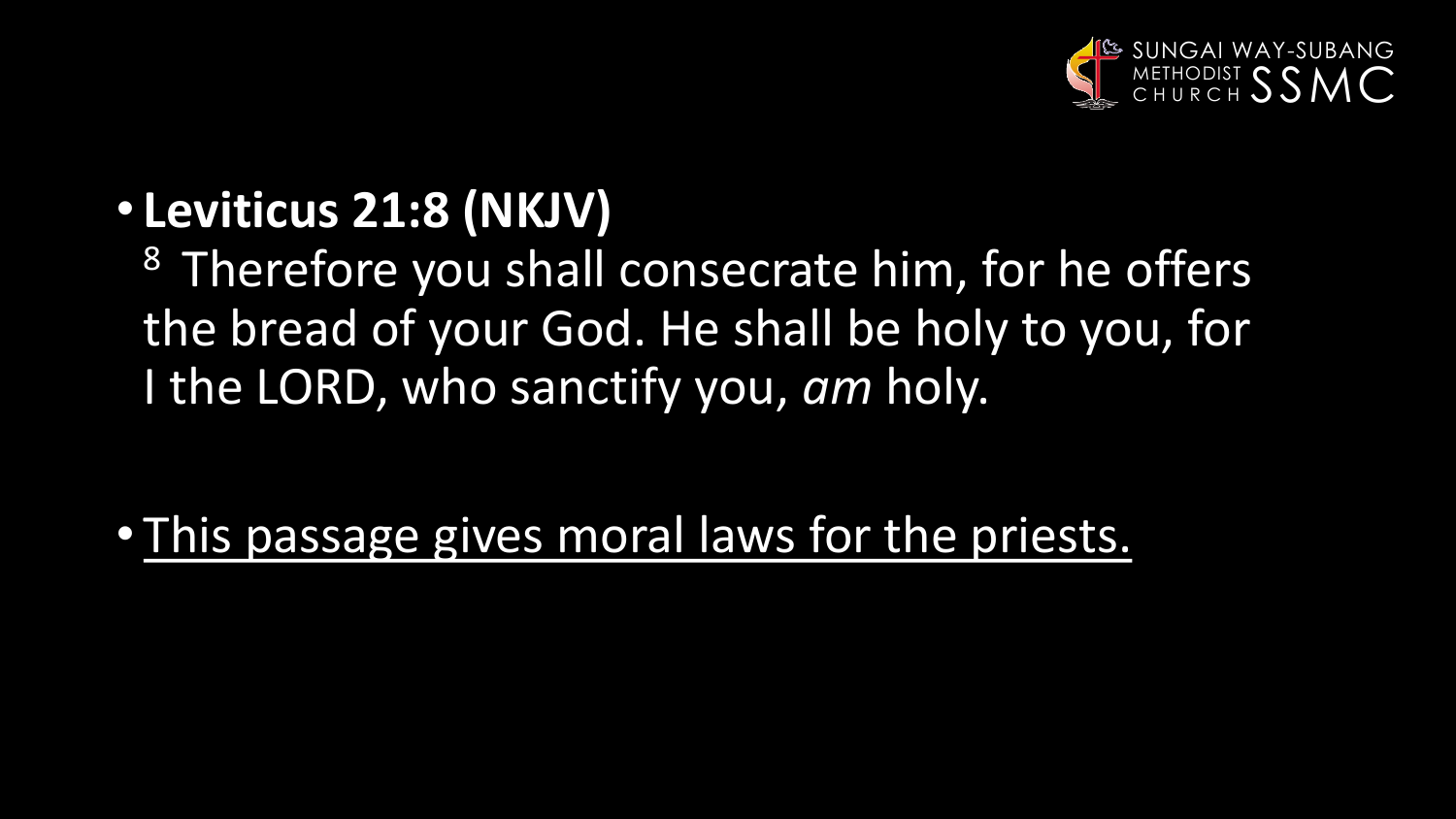- **Leviticus 21:8 (NKJV)**
  8 Therefore you shall consecrate him, for he offers the bread of your God. He shall be holy to you, for I the LORD, who sanctify you, *am* holy.

- This passage gives moral laws for the priests.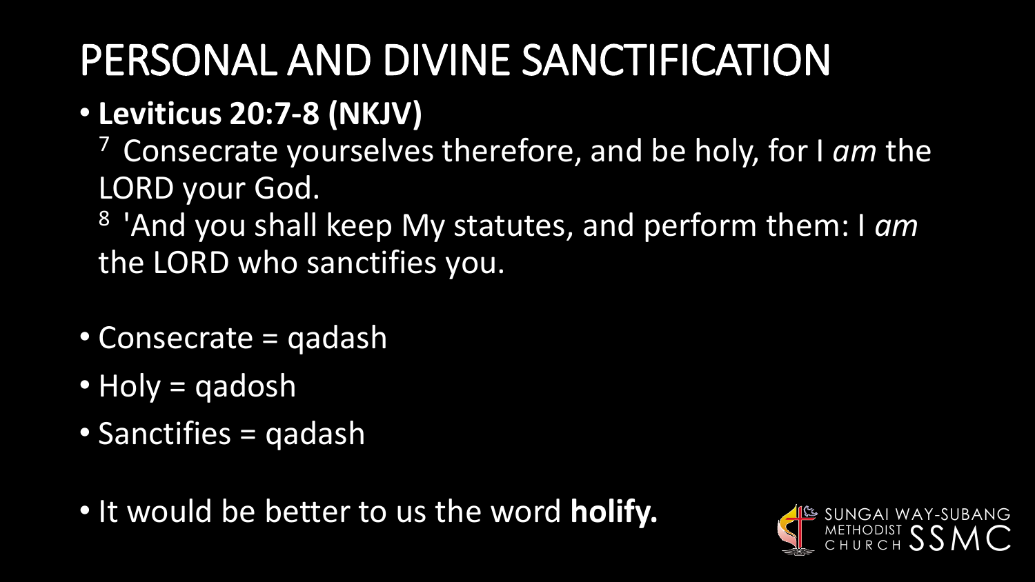# PERSONAL AND DIVINE SANCTIFICATION

- **Leviticus 20:7-8 (NKJV)**

  [7] Consecrate yourselves therefore, and be holy, for I *am* the LORD your God.

  [8] 'And you shall keep My statutes, and perform them: I *am* the LORD who sanctifies you.

- Consecrate = qadash
- Holy = qadosh
- Sanctifies = qadash

- It would be better to us the word **holify.**

SUNGAI WAY-SUBANG METHODIST CHURCH SSMC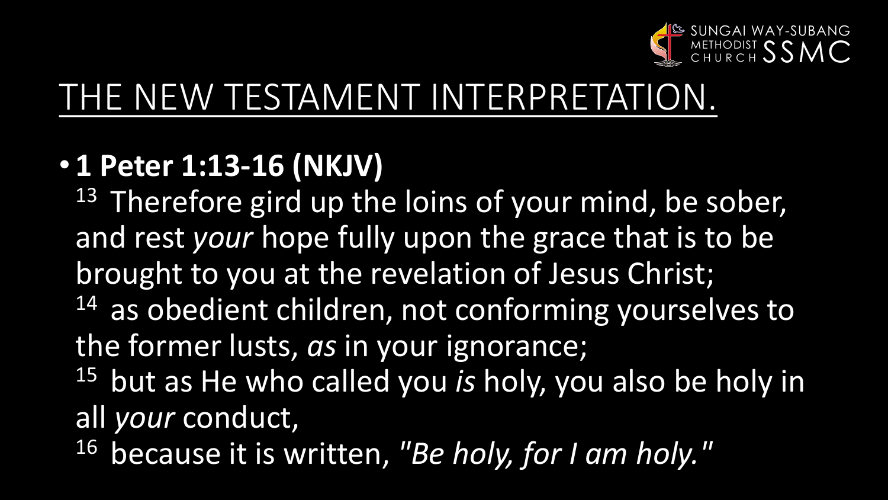# THE NEW TESTAMENT INTERPRETATION.

- **1 Peter 1:13-16 (NKJV)**

  13 Therefore gird up the loins of your mind, be sober, and rest *your* hope fully upon the grace that is to be brought to you at the revelation of Jesus Christ;
  14 as obedient children, not conforming yourselves to the former lusts, *as* in your ignorance;
  15 but as He who called you *is* holy, you also be holy in all *your* conduct,
  16 because it is written, *"Be holy, for I am holy."*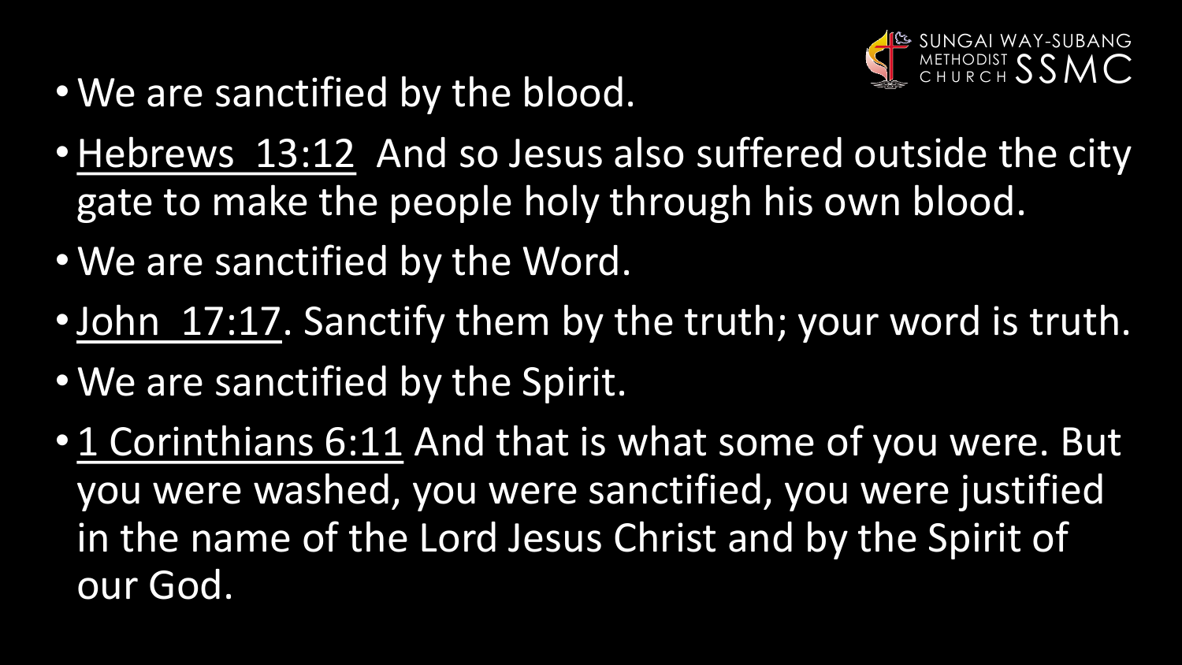- We are sanctified by the blood.
- Hebrews 13:12 And so Jesus also suffered outside the city gate to make the people holy through his own blood.
- We are sanctified by the Word.
- John 17:17. Sanctify them by the truth; your word is truth.
- We are sanctified by the Spirit.
- 1 Corinthians 6:11 And that is what some of you were. But you were washed, you were sanctified, you were justified in the name of the Lord Jesus Christ and by the Spirit of our God.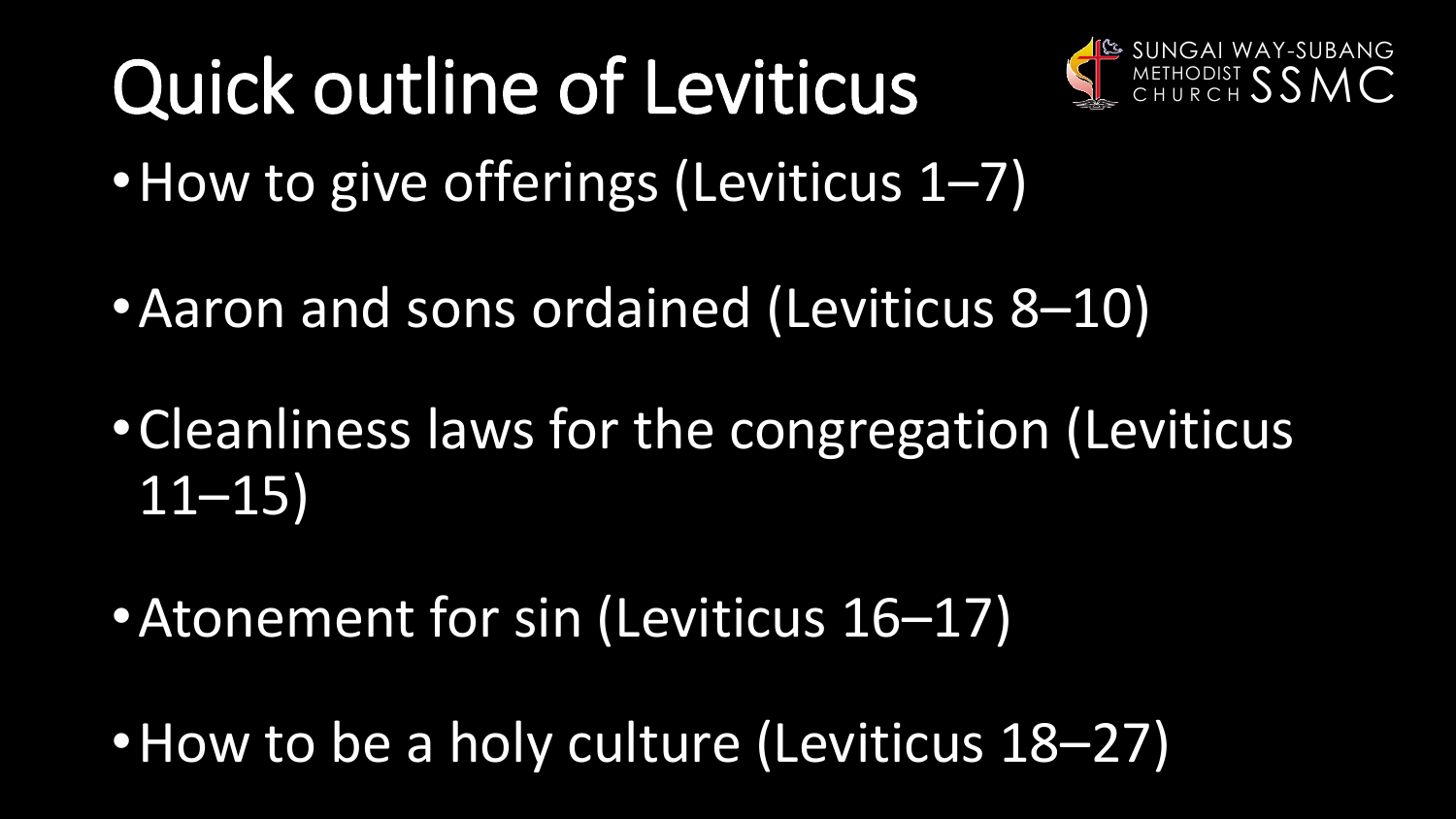# Quick outline of Leviticus

- How to give offerings (Leviticus 1–7)
- Aaron and sons ordained (Leviticus 8–10)
- Cleanliness laws for the congregation (Leviticus 11–15)
- Atonement for sin (Leviticus 16–17)
- How to be a holy culture (Leviticus 18–27)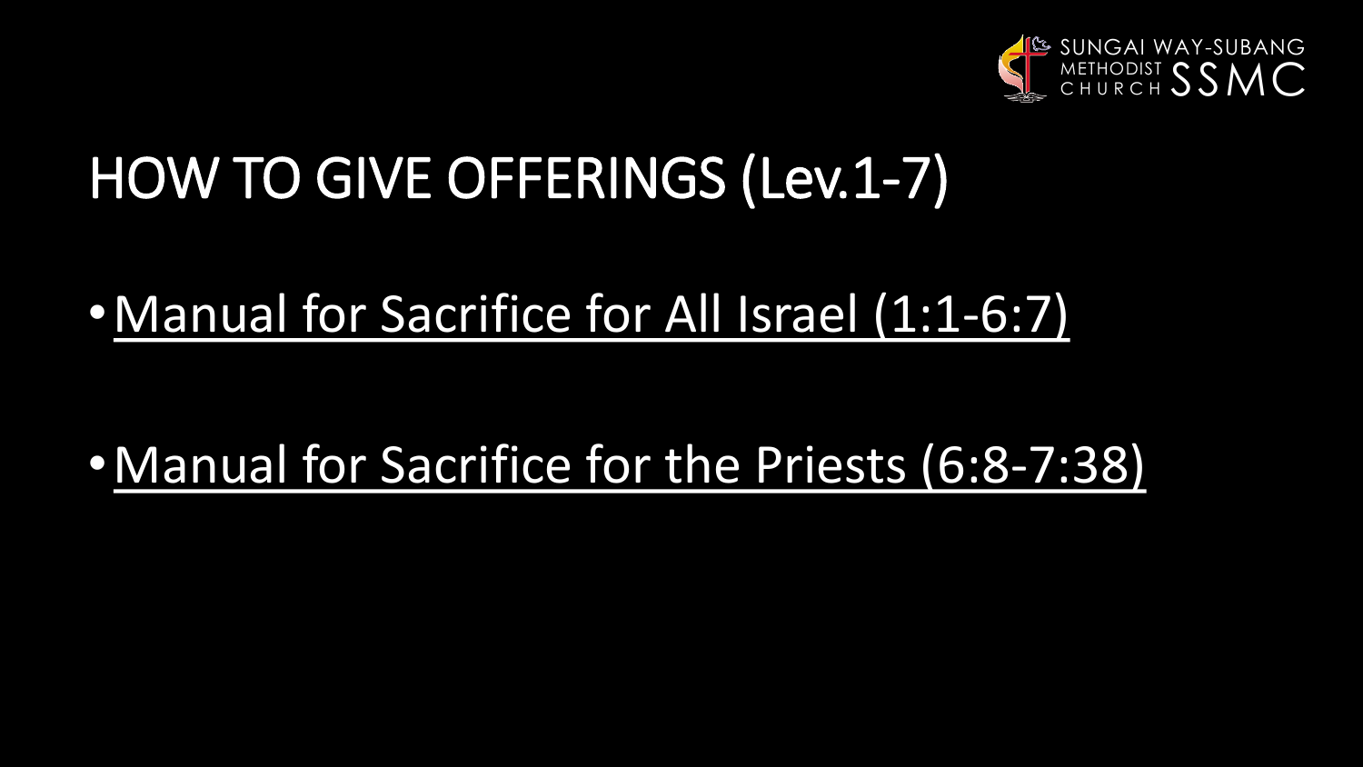# HOW TO GIVE OFFERINGS (Lev.1-7)

- Manual for Sacrifice for All Israel (1:1-6:7)
- Manual for Sacrifice for the Priests (6:8-7:38)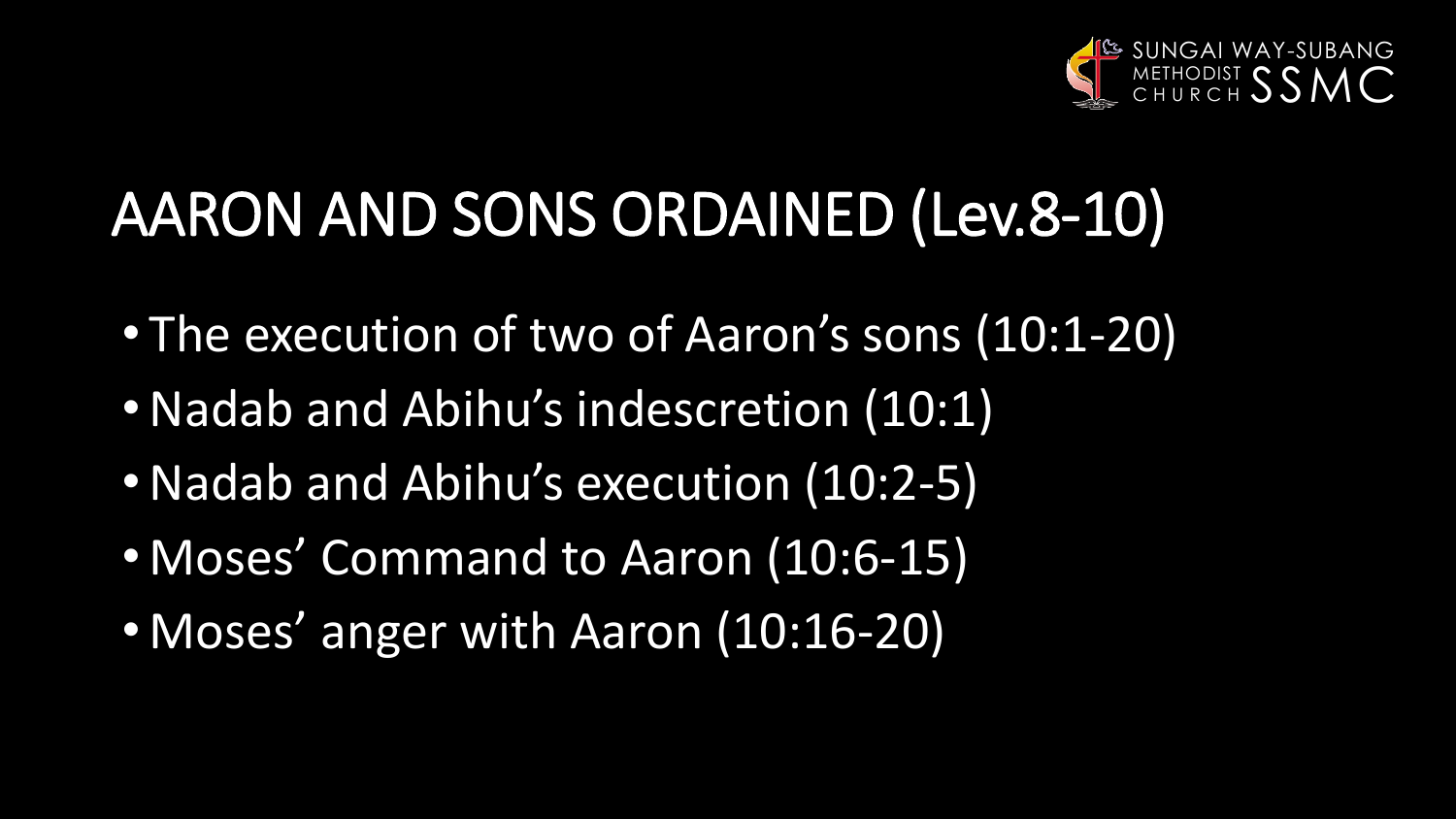# AARON AND SONS ORDAINED (Lev.8-10)

- The execution of two of Aaron's sons (10:1-20)
- Nadab and Abihu's indescretion (10:1)
- Nadab and Abihu's execution (10:2-5)
- Moses' Command to Aaron (10:6-15)
- Moses' anger with Aaron (10:16-20)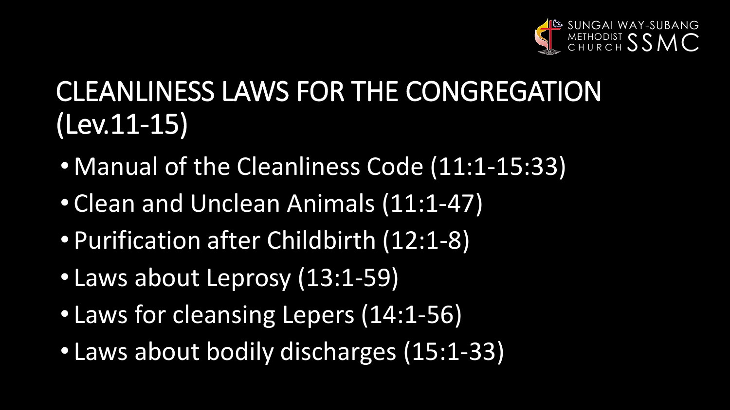# CLEANLINESS LAWS FOR THE CONGREGATION (Lev.11-15)

- Manual of the Cleanliness Code (11:1-15:33)
- Clean and Unclean Animals (11:1-47)
- Purification after Childbirth (12:1-8)
- Laws about Leprosy (13:1-59)
- Laws for cleansing Lepers (14:1-56)
- Laws about bodily discharges (15:1-33)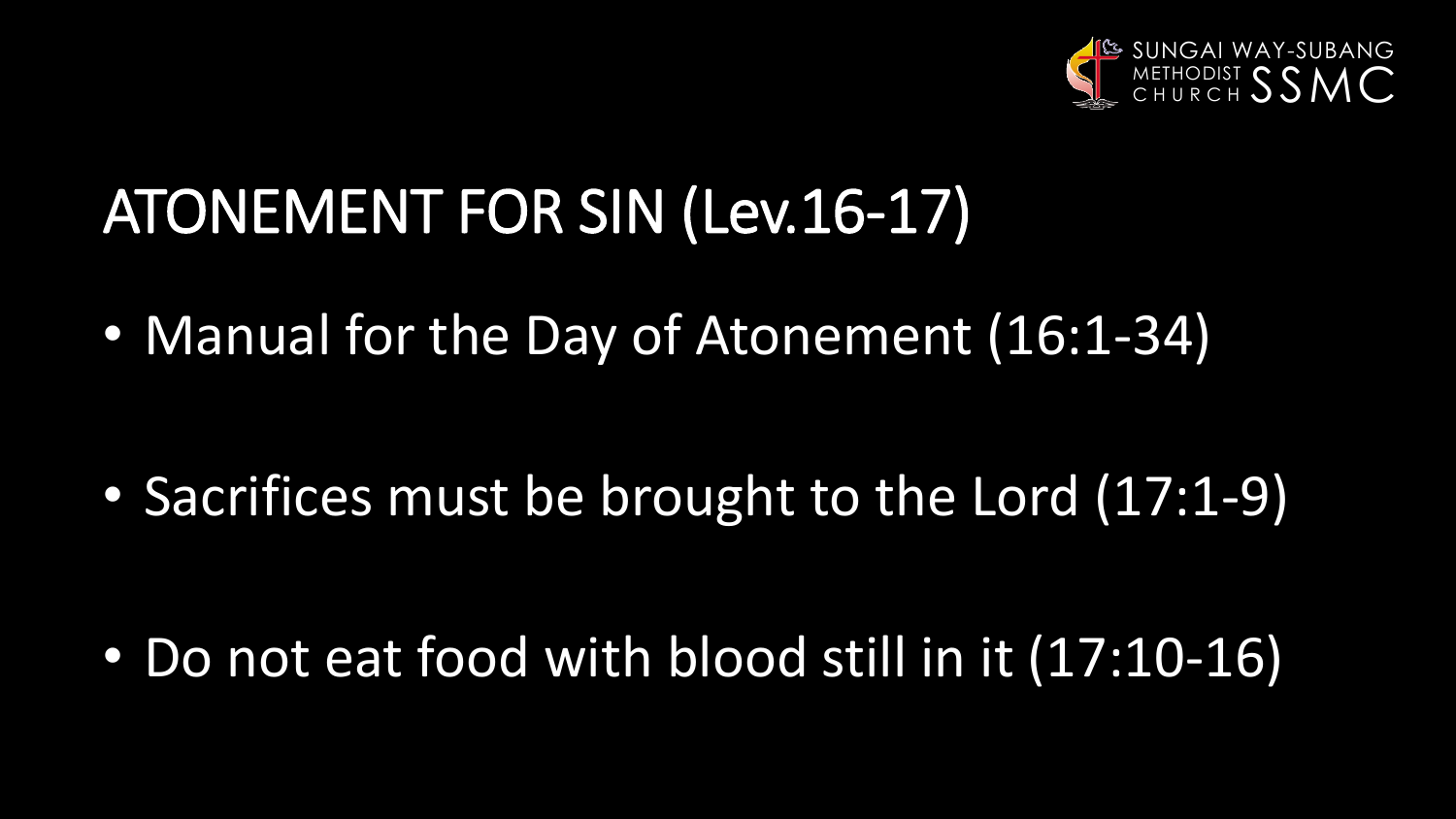# ATONEMENT FOR SIN (Lev.16-17)

- Manual for the Day of Atonement (16:1-34)
- Sacrifices must be brought to the Lord (17:1-9)
- Do not eat food with blood still in it (17:10-16)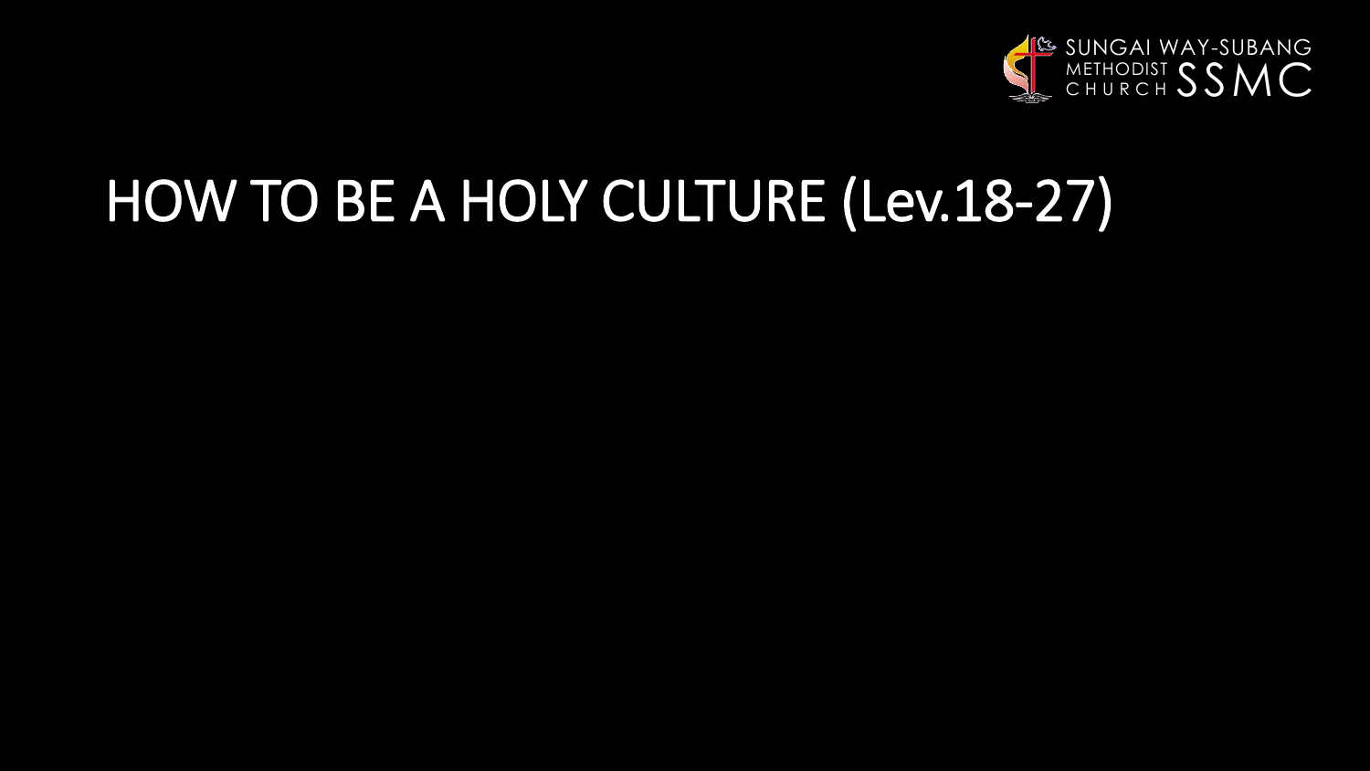# HOW TO BE A HOLY CULTURE (Lev.18-27)